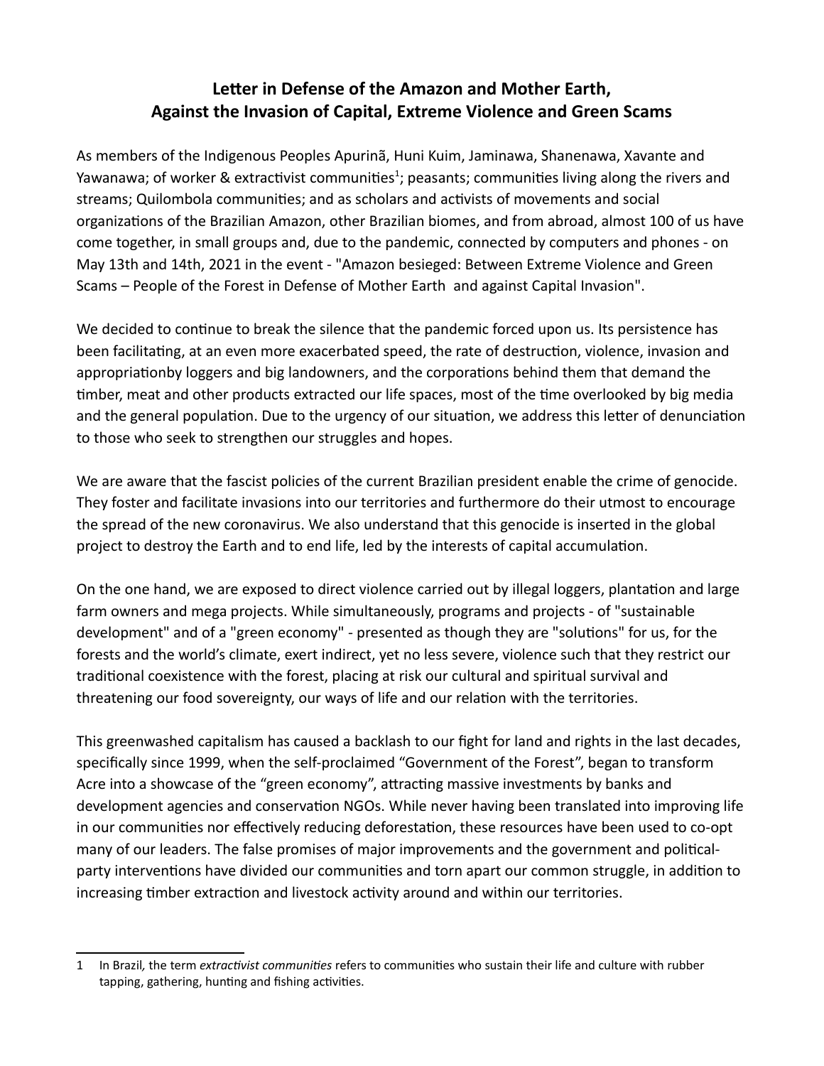# Letter in Defense of the Amazon and Mother Earth, Against the Invasion of Capital, Extreme Violence and Green Scams

As members of the Indigenous Peoples Apurinã, Huni Kuim, Jaminawa, Shanenawa, Xavante and Yawanawa; of worker & extractivist communities[1]; peasants; communities living along the rivers and streams; Quilombola communities; and as scholars and activists of movements and social organizations of the Brazilian Amazon, other Brazilian biomes, and from abroad, almost 100 of us have come together, in small groups and, due to the pandemic, connected by computers and phones - on May 13th and 14th, 2021 in the event - "Amazon besieged: Between Extreme Violence and Green Scams – People of the Forest in Defense of Mother Earth and against Capital Invasion".

We decided to continue to break the silence that the pandemic forced upon us. Its persistence has been facilitating, at an even more exacerbated speed, the rate of destruction, violence, invasion and appropriationby loggers and big landowners, and the corporations behind them that demand the timber, meat and other products extracted our life spaces, most of the time overlooked by big media and the general population. Due to the urgency of our situation, we address this letter of denunciation to those who seek to strengthen our struggles and hopes.

We are aware that the fascist policies of the current Brazilian president enable the crime of genocide. They foster and facilitate invasions into our territories and furthermore do their utmost to encourage the spread of the new coronavirus. We also understand that this genocide is inserted in the global project to destroy the Earth and to end life, led by the interests of capital accumulation.

On the one hand, we are exposed to direct violence carried out by illegal loggers, plantation and large farm owners and mega projects. While simultaneously, programs and projects - of "sustainable development" and of a "green economy" - presented as though they are "solutions" for us, for the forests and the world's climate, exert indirect, yet no less severe, violence such that they restrict our traditional coexistence with the forest, placing at risk our cultural and spiritual survival and threatening our food sovereignty, our ways of life and our relation with the territories.

This greenwashed capitalism has caused a backlash to our fight for land and rights in the last decades, specifically since 1999, when the self-proclaimed "Government of the Forest", began to transform Acre into a showcase of the "green economy", attracting massive investments by banks and development agencies and conservation NGOs. While never having been translated into improving life in our communities nor effectively reducing deforestation, these resources have been used to co-opt many of our leaders. The false promises of major improvements and the government and political-party interventions have divided our communities and torn apart our common struggle, in addition to increasing timber extraction and livestock activity around and within our territories.

---

[1] In Brazil, the term *extractivist communities* refers to communities who sustain their life and culture with rubber tapping, gathering, hunting and fishing activities.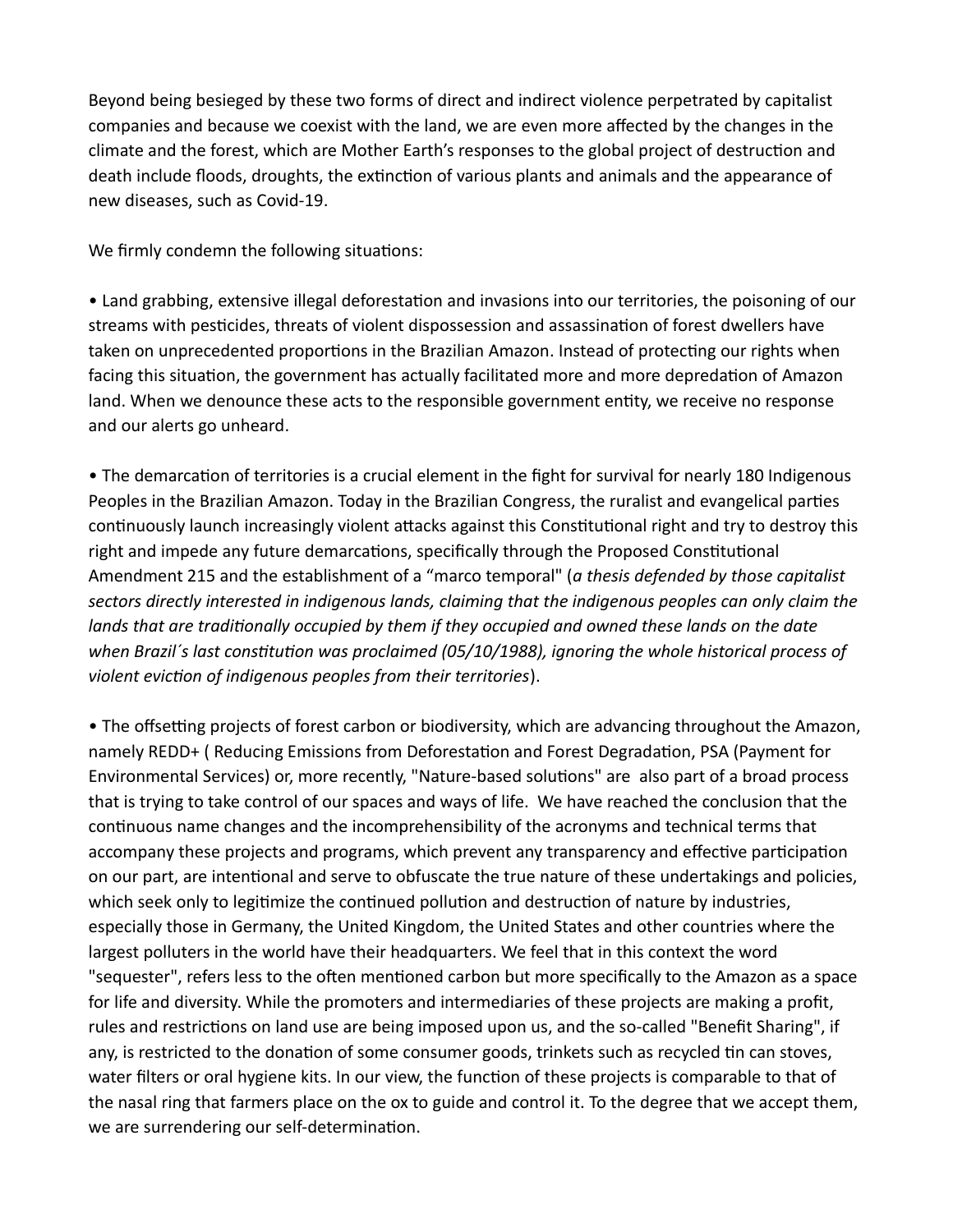Beyond being besieged by these two forms of direct and indirect violence perpetrated by capitalist companies and because we coexist with the land, we are even more affected by the changes in the climate and the forest, which are Mother Earth's responses to the global project of destruction and death include floods, droughts, the extinction of various plants and animals and the appearance of new diseases, such as Covid-19.

We firmly condemn the following situations:

- Land grabbing, extensive illegal deforestation and invasions into our territories, the poisoning of our streams with pesticides, threats of violent dispossession and assassination of forest dwellers have taken on unprecedented proportions in the Brazilian Amazon. Instead of protecting our rights when facing this situation, the government has actually facilitated more and more depredation of Amazon land. When we denounce these acts to the responsible government entity, we receive no response and our alerts go unheard.

- The demarcation of territories is a crucial element in the fight for survival for nearly 180 Indigenous Peoples in the Brazilian Amazon. Today in the Brazilian Congress, the ruralist and evangelical parties continuously launch increasingly violent attacks against this Constitutional right and try to destroy this right and impede any future demarcations, specifically through the Proposed Constitutional Amendment 215 and the establishment of a "marco temporal" (*a thesis defended by those capitalist sectors directly interested in indigenous lands, claiming that the indigenous peoples can only claim the lands that are traditionally occupied by them if they occupied and owned these lands on the date when Brazil´s last constitution was proclaimed (05/10/1988), ignoring the whole historical process of violent eviction of indigenous peoples from their territories*).

- The offsetting projects of forest carbon or biodiversity, which are advancing throughout the Amazon, namely REDD+ ( Reducing Emissions from Deforestation and Forest Degradation, PSA (Payment for Environmental Services) or, more recently, "Nature-based solutions" are also part of a broad process that is trying to take control of our spaces and ways of life. We have reached the conclusion that the continuous name changes and the incomprehensibility of the acronyms and technical terms that accompany these projects and programs, which prevent any transparency and effective participation on our part, are intentional and serve to obfuscate the true nature of these undertakings and policies, which seek only to legitimize the continued pollution and destruction of nature by industries, especially those in Germany, the United Kingdom, the United States and other countries where the largest polluters in the world have their headquarters. We feel that in this context the word "sequester", refers less to the often mentioned carbon but more specifically to the Amazon as a space for life and diversity. While the promoters and intermediaries of these projects are making a profit, rules and restrictions on land use are being imposed upon us, and the so-called "Benefit Sharing", if any, is restricted to the donation of some consumer goods, trinkets such as recycled tin can stoves, water filters or oral hygiene kits. In our view, the function of these projects is comparable to that of the nasal ring that farmers place on the ox to guide and control it. To the degree that we accept them, we are surrendering our self-determination.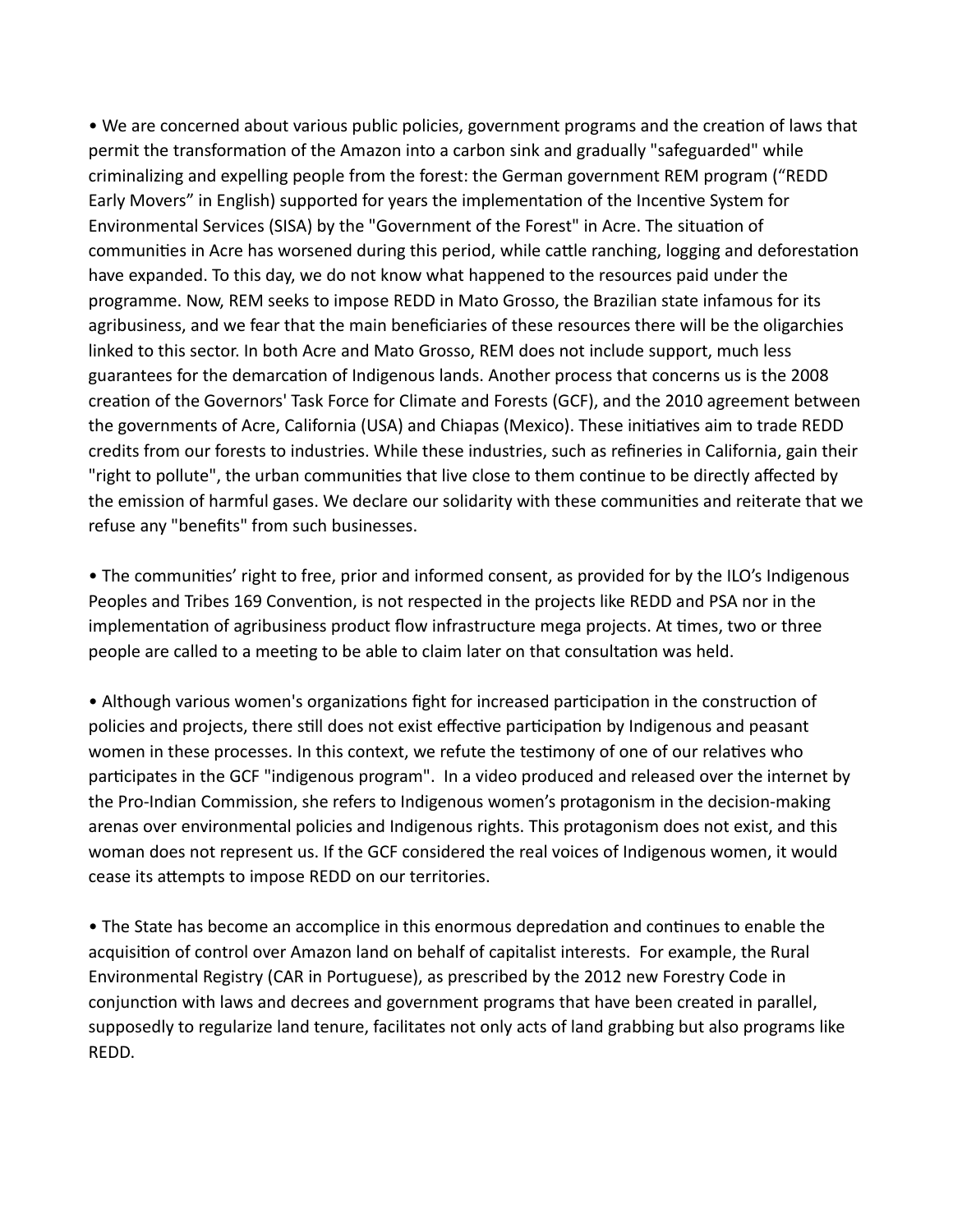- We are concerned about various public policies, government programs and the creation of laws that permit the transformation of the Amazon into a carbon sink and gradually "safeguarded" while criminalizing and expelling people from the forest: the German government REM program ("REDD Early Movers" in English) supported for years the implementation of the Incentive System for Environmental Services (SISA) by the "Government of the Forest" in Acre. The situation of communities in Acre has worsened during this period, while cattle ranching, logging and deforestation have expanded. To this day, we do not know what happened to the resources paid under the programme. Now, REM seeks to impose REDD in Mato Grosso, the Brazilian state infamous for its agribusiness, and we fear that the main beneficiaries of these resources there will be the oligarchies linked to this sector. In both Acre and Mato Grosso, REM does not include support, much less guarantees for the demarcation of Indigenous lands. Another process that concerns us is the 2008 creation of the Governors' Task Force for Climate and Forests (GCF), and the 2010 agreement between the governments of Acre, California (USA) and Chiapas (Mexico). These initiatives aim to trade REDD credits from our forests to industries. While these industries, such as refineries in California, gain their "right to pollute", the urban communities that live close to them continue to be directly affected by the emission of harmful gases. We declare our solidarity with these communities and reiterate that we refuse any "benefits" from such businesses.

- The communities' right to free, prior and informed consent, as provided for by the ILO's Indigenous Peoples and Tribes 169 Convention, is not respected in the projects like REDD and PSA nor in the implementation of agribusiness product flow infrastructure mega projects. At times, two or three people are called to a meeting to be able to claim later on that consultation was held.

- Although various women's organizations fight for increased participation in the construction of policies and projects, there still does not exist effective participation by Indigenous and peasant women in these processes. In this context, we refute the testimony of one of our relatives who participates in the GCF "indigenous program". In a video produced and released over the internet by the Pro-Indian Commission, she refers to Indigenous women's protagonism in the decision-making arenas over environmental policies and Indigenous rights. This protagonism does not exist, and this woman does not represent us. If the GCF considered the real voices of Indigenous women, it would cease its attempts to impose REDD on our territories.

- The State has become an accomplice in this enormous depredation and continues to enable the acquisition of control over Amazon land on behalf of capitalist interests. For example, the Rural Environmental Registry (CAR in Portuguese), as prescribed by the 2012 new Forestry Code in conjunction with laws and decrees and government programs that have been created in parallel, supposedly to regularize land tenure, facilitates not only acts of land grabbing but also programs like REDD.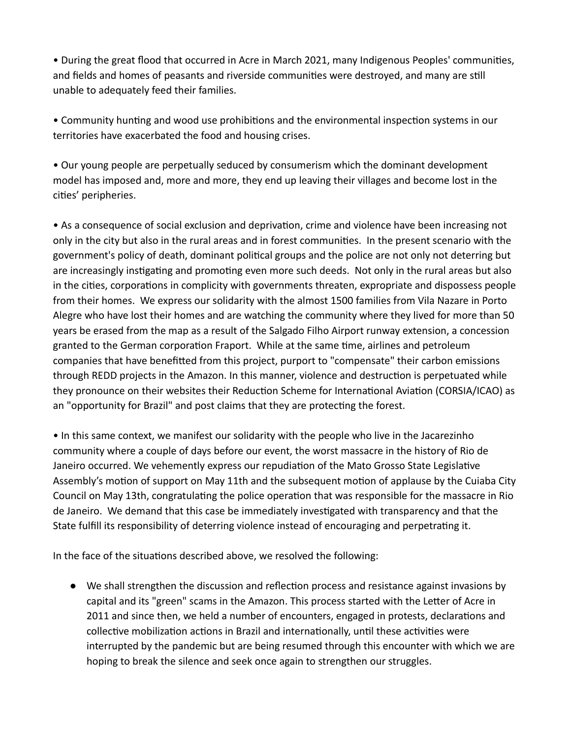• During the great flood that occurred in Acre in March 2021, many Indigenous Peoples' communities, and fields and homes of peasants and riverside communities were destroyed, and many are still unable to adequately feed their families.

• Community hunting and wood use prohibitions and the environmental inspection systems in our territories have exacerbated the food and housing crises.

• Our young people are perpetually seduced by consumerism which the dominant development model has imposed and, more and more, they end up leaving their villages and become lost in the cities' peripheries.

• As a consequence of social exclusion and deprivation, crime and violence have been increasing not only in the city but also in the rural areas and in forest communities. In the present scenario with the government's policy of death, dominant political groups and the police are not only not deterring but are increasingly instigating and promoting even more such deeds. Not only in the rural areas but also in the cities, corporations in complicity with governments threaten, expropriate and dispossess people from their homes. We express our solidarity with the almost 1500 families from Vila Nazare in Porto Alegre who have lost their homes and are watching the community where they lived for more than 50 years be erased from the map as a result of the Salgado Filho Airport runway extension, a concession granted to the German corporation Fraport. While at the same time, airlines and petroleum companies that have benefitted from this project, purport to "compensate" their carbon emissions through REDD projects in the Amazon. In this manner, violence and destruction is perpetuated while they pronounce on their websites their Reduction Scheme for International Aviation (CORSIA/ICAO) as an "opportunity for Brazil" and post claims that they are protecting the forest.

• In this same context, we manifest our solidarity with the people who live in the Jacarezinho community where a couple of days before our event, the worst massacre in the history of Rio de Janeiro occurred. We vehemently express our repudiation of the Mato Grosso State Legislative Assembly's motion of support on May 11th and the subsequent motion of applause by the Cuiaba City Council on May 13th, congratulating the police operation that was responsible for the massacre in Rio de Janeiro. We demand that this case be immediately investigated with transparency and that the State fulfill its responsibility of deterring violence instead of encouraging and perpetrating it.

In the face of the situations described above, we resolved the following:

- We shall strengthen the discussion and reflection process and resistance against invasions by capital and its "green" scams in the Amazon. This process started with the Letter of Acre in 2011 and since then, we held a number of encounters, engaged in protests, declarations and collective mobilization actions in Brazil and internationally, until these activities were interrupted by the pandemic but are being resumed through this encounter with which we are hoping to break the silence and seek once again to strengthen our struggles.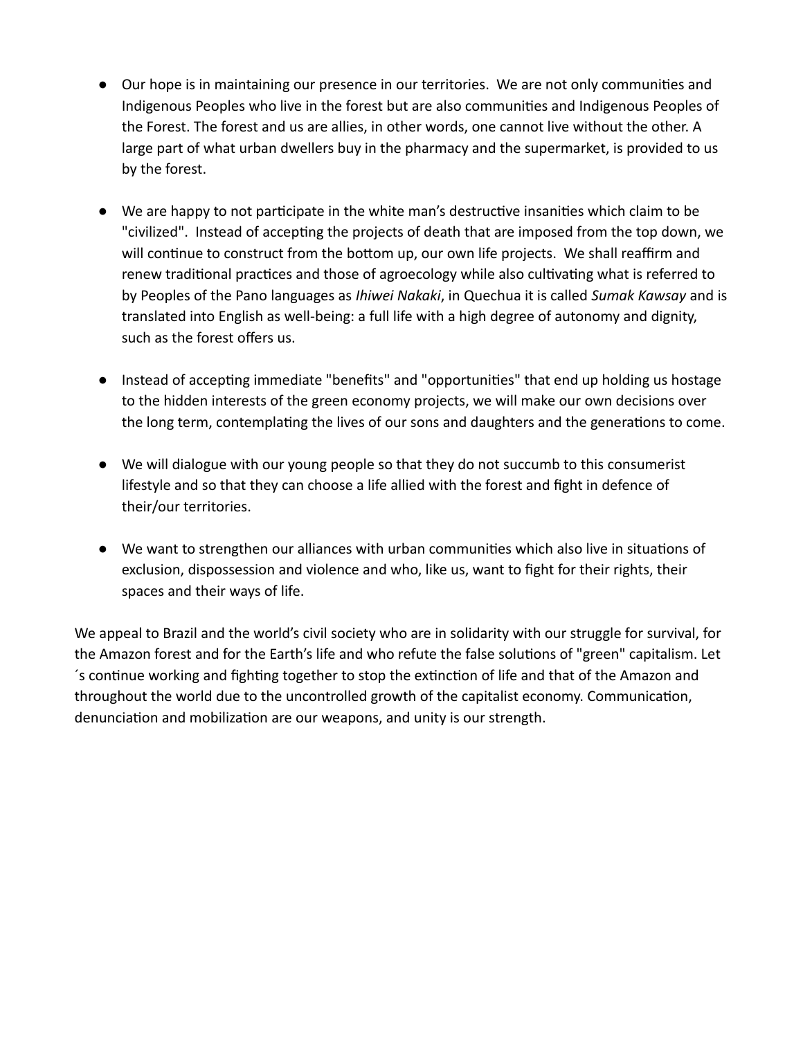- Our hope is in maintaining our presence in our territories. We are not only communities and Indigenous Peoples who live in the forest but are also communities and Indigenous Peoples of the Forest. The forest and us are allies, in other words, one cannot live without the other. A large part of what urban dwellers buy in the pharmacy and the supermarket, is provided to us by the forest.

- We are happy to not participate in the white man's destructive insanities which claim to be "civilized". Instead of accepting the projects of death that are imposed from the top down, we will continue to construct from the bottom up, our own life projects. We shall reaffirm and renew traditional practices and those of agroecology while also cultivating what is referred to by Peoples of the Pano languages as *Ihiwei Nakaki*, in Quechua it is called *Sumak Kawsay* and is translated into English as well-being: a full life with a high degree of autonomy and dignity, such as the forest offers us.

- Instead of accepting immediate "benefits" and "opportunities" that end up holding us hostage to the hidden interests of the green economy projects, we will make our own decisions over the long term, contemplating the lives of our sons and daughters and the generations to come.

- We will dialogue with our young people so that they do not succumb to this consumerist lifestyle and so that they can choose a life allied with the forest and fight in defence of their/our territories.

- We want to strengthen our alliances with urban communities which also live in situations of exclusion, dispossession and violence and who, like us, want to fight for their rights, their spaces and their ways of life.

We appeal to Brazil and the world's civil society who are in solidarity with our struggle for survival, for the Amazon forest and for the Earth's life and who refute the false solutions of "green" capitalism. Let´s continue working and fighting together to stop the extinction of life and that of the Amazon and throughout the world due to the uncontrolled growth of the capitalist economy. Communication, denunciation and mobilization are our weapons, and unity is our strength.